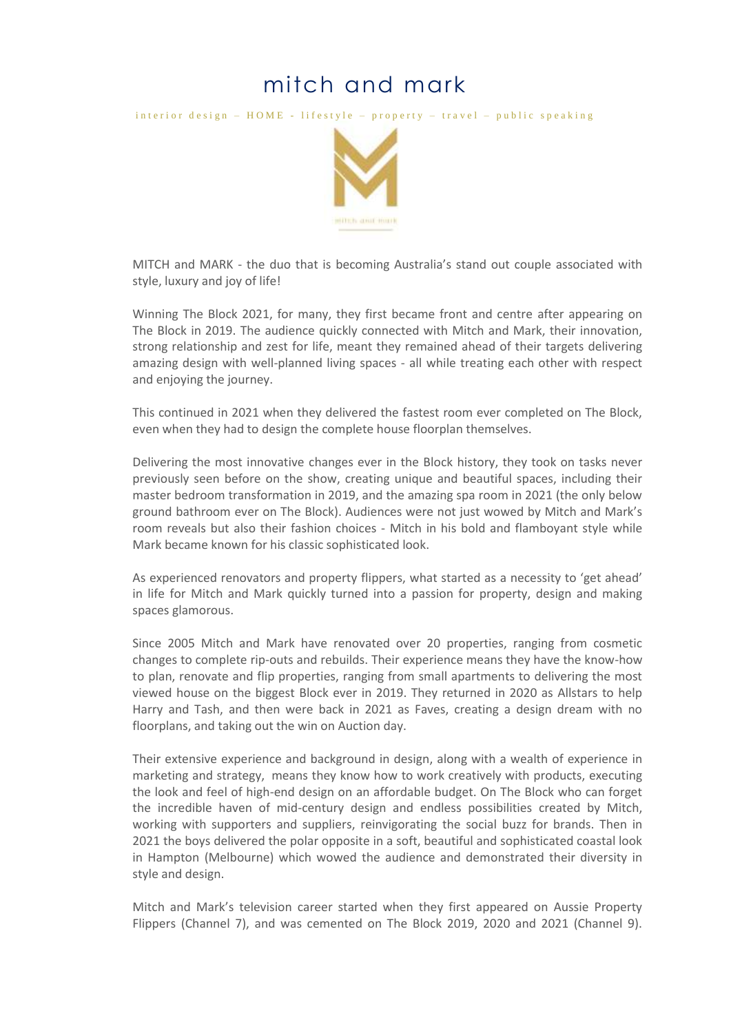# mitch and mark

interior design – HOME - lifestyle – property – travel – public speaking

MITCH and MARK - the duo that is becoming Australia's stand out couple associated with style, luxury and joy of life!

Winning The Block 2021, for many, they first became front and centre after appearing on The Block in 2019. The audience quickly connected with Mitch and Mark, their innovation, strong relationship and zest for life, meant they remained ahead of their targets delivering amazing design with well-planned living spaces - all while treating each other with respect and enjoying the journey.

This continued in 2021 when they delivered the fastest room ever completed on The Block, even when they had to design the complete house floorplan themselves.

Delivering the most innovative changes ever in the Block history, they took on tasks never previously seen before on the show, creating unique and beautiful spaces, including their master bedroom transformation in 2019, and the amazing spa room in 2021 (the only below ground bathroom ever on The Block). Audiences were not just wowed by Mitch and Mark's room reveals but also their fashion choices - Mitch in his bold and flamboyant style while Mark became known for his classic sophisticated look.

As experienced renovators and property flippers, what started as a necessity to 'get ahead' in life for Mitch and Mark quickly turned into a passion for property, design and making spaces glamorous.

Since 2005 Mitch and Mark have renovated over 20 properties, ranging from cosmetic changes to complete rip-outs and rebuilds. Their experience means they have the know-how to plan, renovate and flip properties, ranging from small apartments to delivering the most viewed house on the biggest Block ever in 2019. They returned in 2020 as Allstars to help Harry and Tash, and then were back in 2021 as Faves, creating a design dream with no floorplans, and taking out the win on Auction day.

Their extensive experience and background in design, along with a wealth of experience in marketing and strategy, means they know how to work creatively with products, executing the look and feel of high-end design on an affordable budget. On The Block who can forget the incredible haven of mid-century design and endless possibilities created by Mitch, working with supporters and suppliers, reinvigorating the social buzz for brands. Then in 2021 the boys delivered the polar opposite in a soft, beautiful and sophisticated coastal look in Hampton (Melbourne) which wowed the audience and demonstrated their diversity in style and design.

Mitch and Mark's television career started when they first appeared on Aussie Property Flippers (Channel 7), and was cemented on The Block 2019, 2020 and 2021 (Channel 9).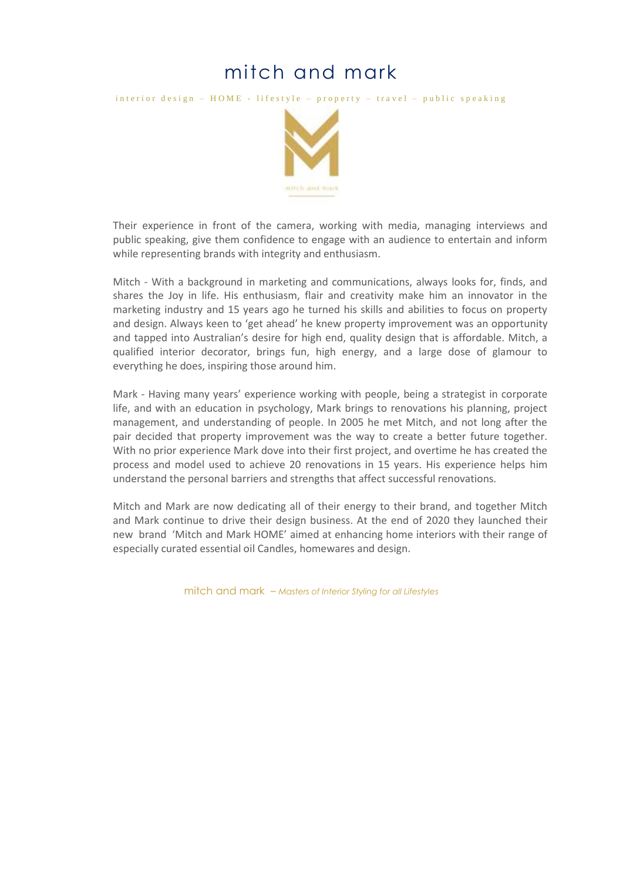# mitch and mark

interior design – HOME - lifestyle – property – travel – public speaking

Their experience in front of the camera, working with media, managing interviews and public speaking, give them confidence to engage with an audience to entertain and inform while representing brands with integrity and enthusiasm.

Mitch - With a background in marketing and communications, always looks for, finds, and shares the Joy in life. His enthusiasm, flair and creativity make him an innovator in the marketing industry and 15 years ago he turned his skills and abilities to focus on property and design. Always keen to 'get ahead' he knew property improvement was an opportunity and tapped into Australian's desire for high end, quality design that is affordable. Mitch, a qualified interior decorator, brings fun, high energy, and a large dose of glamour to everything he does, inspiring those around him.

Mark - Having many years' experience working with people, being a strategist in corporate life, and with an education in psychology, Mark brings to renovations his planning, project management, and understanding of people. In 2005 he met Mitch, and not long after the pair decided that property improvement was the way to create a better future together. With no prior experience Mark dove into their first project, and overtime he has created the process and model used to achieve 20 renovations in 15 years. His experience helps him understand the personal barriers and strengths that affect successful renovations.

Mitch and Mark are now dedicating all of their energy to their brand, and together Mitch and Mark continue to drive their design business. At the end of 2020 they launched their new brand 'Mitch and Mark HOME' aimed at enhancing home interiors with their range of especially curated essential oil Candles, homewares and design.

mitch and mark – *Masters of Interior Styling for all Lifestyles*